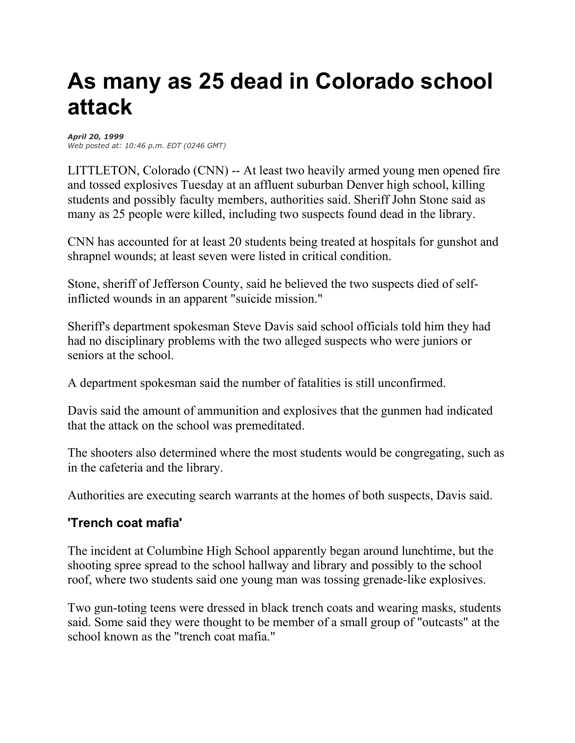# As many as 25 dead in Colorado school attack

***April 20, 1999***
*Web posted at: 10:46 p.m. EDT (0246 GMT)*

LITTLETON, Colorado (CNN) -- At least two heavily armed young men opened fire and tossed explosives Tuesday at an affluent suburban Denver high school, killing students and possibly faculty members, authorities said. Sheriff John Stone said as many as 25 people were killed, including two suspects found dead in the library.

CNN has accounted for at least 20 students being treated at hospitals for gunshot and shrapnel wounds; at least seven were listed in critical condition.

Stone, sheriff of Jefferson County, said he believed the two suspects died of self-inflicted wounds in an apparent "suicide mission."

Sheriff's department spokesman Steve Davis said school officials told him they had had no disciplinary problems with the two alleged suspects who were juniors or seniors at the school.

A department spokesman said the number of fatalities is still unconfirmed.

Davis said the amount of ammunition and explosives that the gunmen had indicated that the attack on the school was premeditated.

The shooters also determined where the most students would be congregating, such as in the cafeteria and the library.

Authorities are executing search warrants at the homes of both suspects, Davis said.

## 'Trench coat mafia'

The incident at Columbine High School apparently began around lunchtime, but the shooting spree spread to the school hallway and library and possibly to the school roof, where two students said one young man was tossing grenade-like explosives.

Two gun-toting teens were dressed in black trench coats and wearing masks, students said. Some said they were thought to be member of a small group of "outcasts" at the school known as the "trench coat mafia."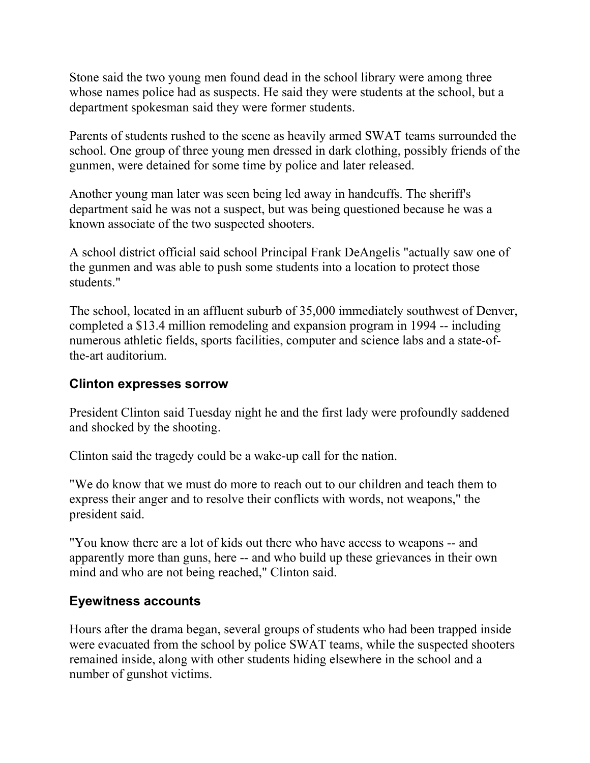Stone said the two young men found dead in the school library were among three whose names police had as suspects. He said they were students at the school, but a department spokesman said they were former students.

Parents of students rushed to the scene as heavily armed SWAT teams surrounded the school. One group of three young men dressed in dark clothing, possibly friends of the gunmen, were detained for some time by police and later released.

Another young man later was seen being led away in handcuffs. The sheriff's department said he was not a suspect, but was being questioned because he was a known associate of the two suspected shooters.

A school district official said school Principal Frank DeAngelis "actually saw one of the gunmen and was able to push some students into a location to protect those students."

The school, located in an affluent suburb of 35,000 immediately southwest of Denver, completed a $13.4 million remodeling and expansion program in 1994 -- including numerous athletic fields, sports facilities, computer and science labs and a state-of-the-art auditorium.

### Clinton expresses sorrow

President Clinton said Tuesday night he and the first lady were profoundly saddened and shocked by the shooting.

Clinton said the tragedy could be a wake-up call for the nation.

"We do know that we must do more to reach out to our children and teach them to express their anger and to resolve their conflicts with words, not weapons," the president said.

"You know there are a lot of kids out there who have access to weapons -- and apparently more than guns, here -- and who build up these grievances in their own mind and who are not being reached," Clinton said.

### Eyewitness accounts

Hours after the drama began, several groups of students who had been trapped inside were evacuated from the school by police SWAT teams, while the suspected shooters remained inside, along with other students hiding elsewhere in the school and a number of gunshot victims.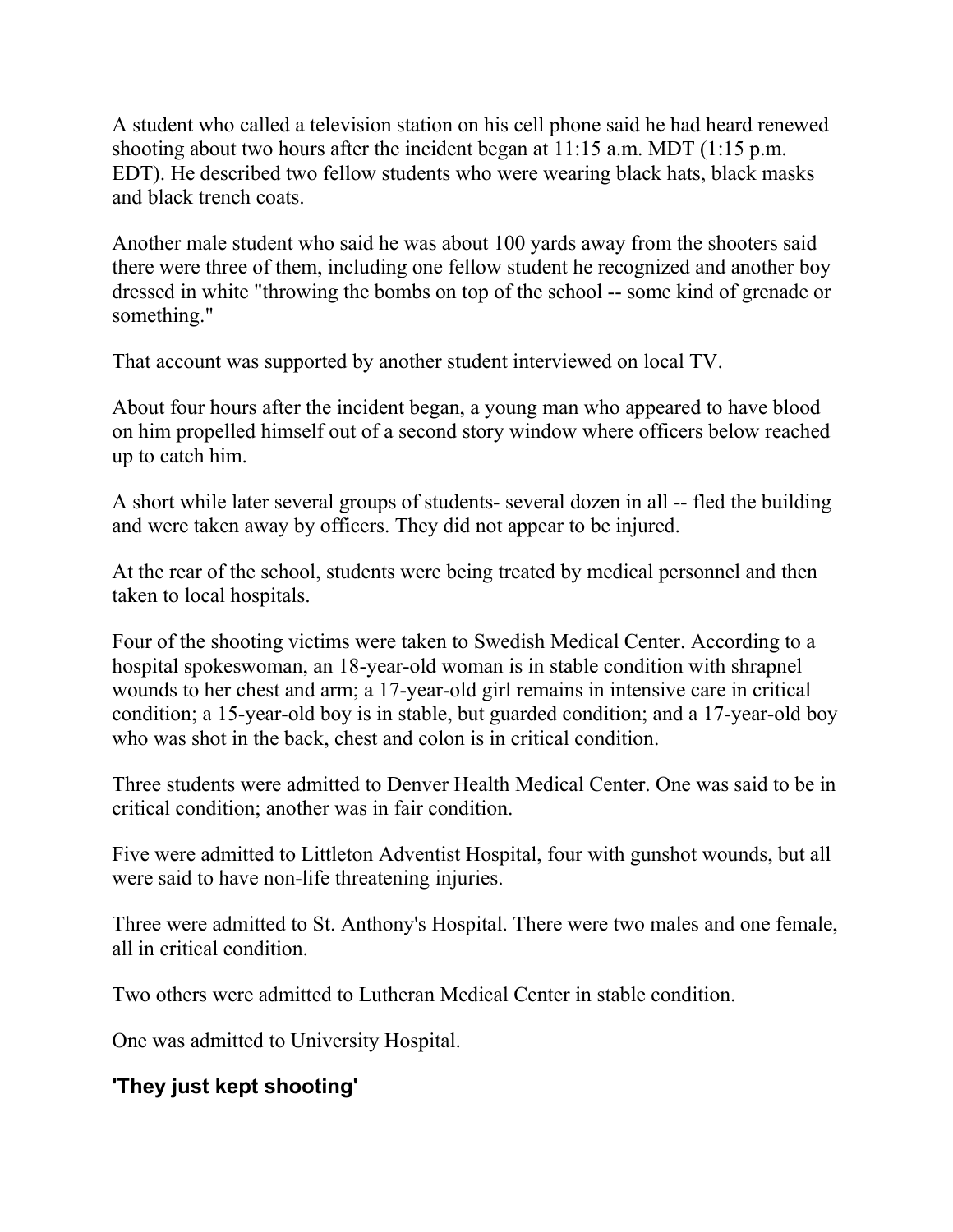A student who called a television station on his cell phone said he had heard renewed shooting about two hours after the incident began at 11:15 a.m. MDT (1:15 p.m. EDT). He described two fellow students who were wearing black hats, black masks and black trench coats.

Another male student who said he was about 100 yards away from the shooters said there were three of them, including one fellow student he recognized and another boy dressed in white "throwing the bombs on top of the school -- some kind of grenade or something."

That account was supported by another student interviewed on local TV.

About four hours after the incident began, a young man who appeared to have blood on him propelled himself out of a second story window where officers below reached up to catch him.

A short while later several groups of students- several dozen in all -- fled the building and were taken away by officers. They did not appear to be injured.

At the rear of the school, students were being treated by medical personnel and then taken to local hospitals.

Four of the shooting victims were taken to Swedish Medical Center. According to a hospital spokeswoman, an 18-year-old woman is in stable condition with shrapnel wounds to her chest and arm; a 17-year-old girl remains in intensive care in critical condition; a 15-year-old boy is in stable, but guarded condition; and a 17-year-old boy who was shot in the back, chest and colon is in critical condition.

Three students were admitted to Denver Health Medical Center. One was said to be in critical condition; another was in fair condition.

Five were admitted to Littleton Adventist Hospital, four with gunshot wounds, but all were said to have non-life threatening injuries.

Three were admitted to St. Anthony's Hospital. There were two males and one female, all in critical condition.

Two others were admitted to Lutheran Medical Center in stable condition.

One was admitted to University Hospital.

## 'They just kept shooting'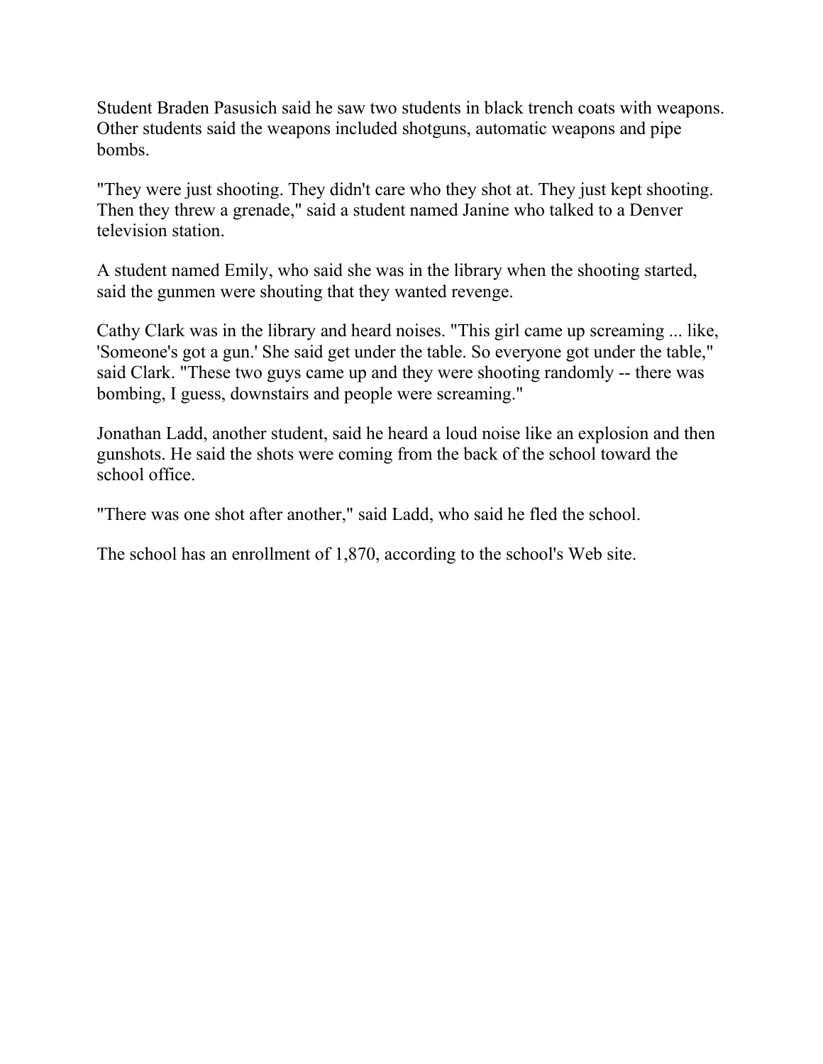Student Braden Pasusich said he saw two students in black trench coats with weapons. Other students said the weapons included shotguns, automatic weapons and pipe bombs.

"They were just shooting. They didn't care who they shot at. They just kept shooting. Then they threw a grenade," said a student named Janine who talked to a Denver television station.

A student named Emily, who said she was in the library when the shooting started, said the gunmen were shouting that they wanted revenge.

Cathy Clark was in the library and heard noises. "This girl came up screaming ... like, 'Someone's got a gun.' She said get under the table. So everyone got under the table," said Clark. "These two guys came up and they were shooting randomly -- there was bombing, I guess, downstairs and people were screaming."

Jonathan Ladd, another student, said he heard a loud noise like an explosion and then gunshots. He said the shots were coming from the back of the school toward the school office.

"There was one shot after another," said Ladd, who said he fled the school.

The school has an enrollment of 1,870, according to the school's Web site.